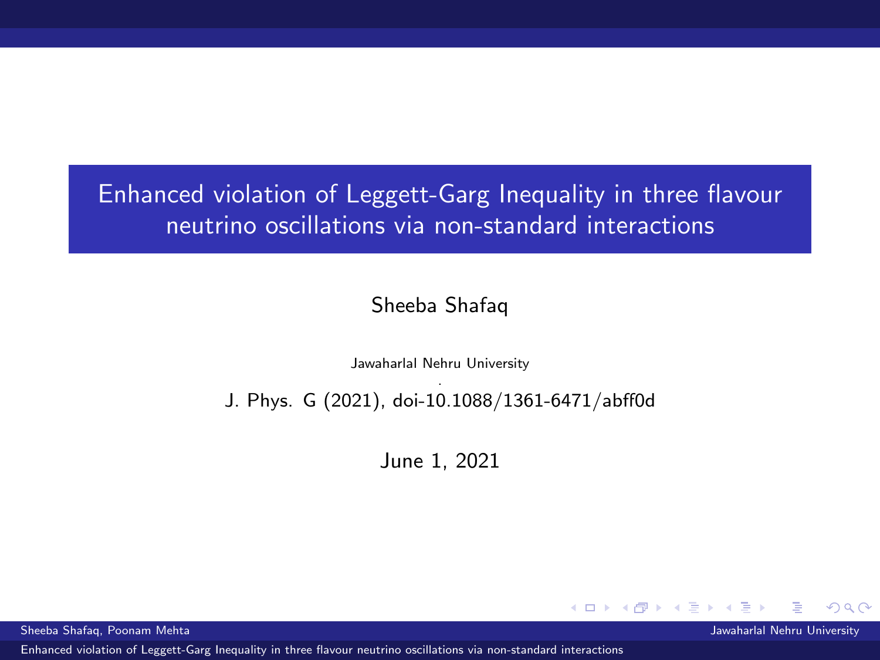# Enhanced violation of Leggett-Garg Inequality in three flavour neutrino oscillations via non-standard interactions

Sheeba Shafaq

Jawaharlal Nehru University

J. Phys. G (2021), doi-10.1088/1361-6471/abff0d

June 1, 2021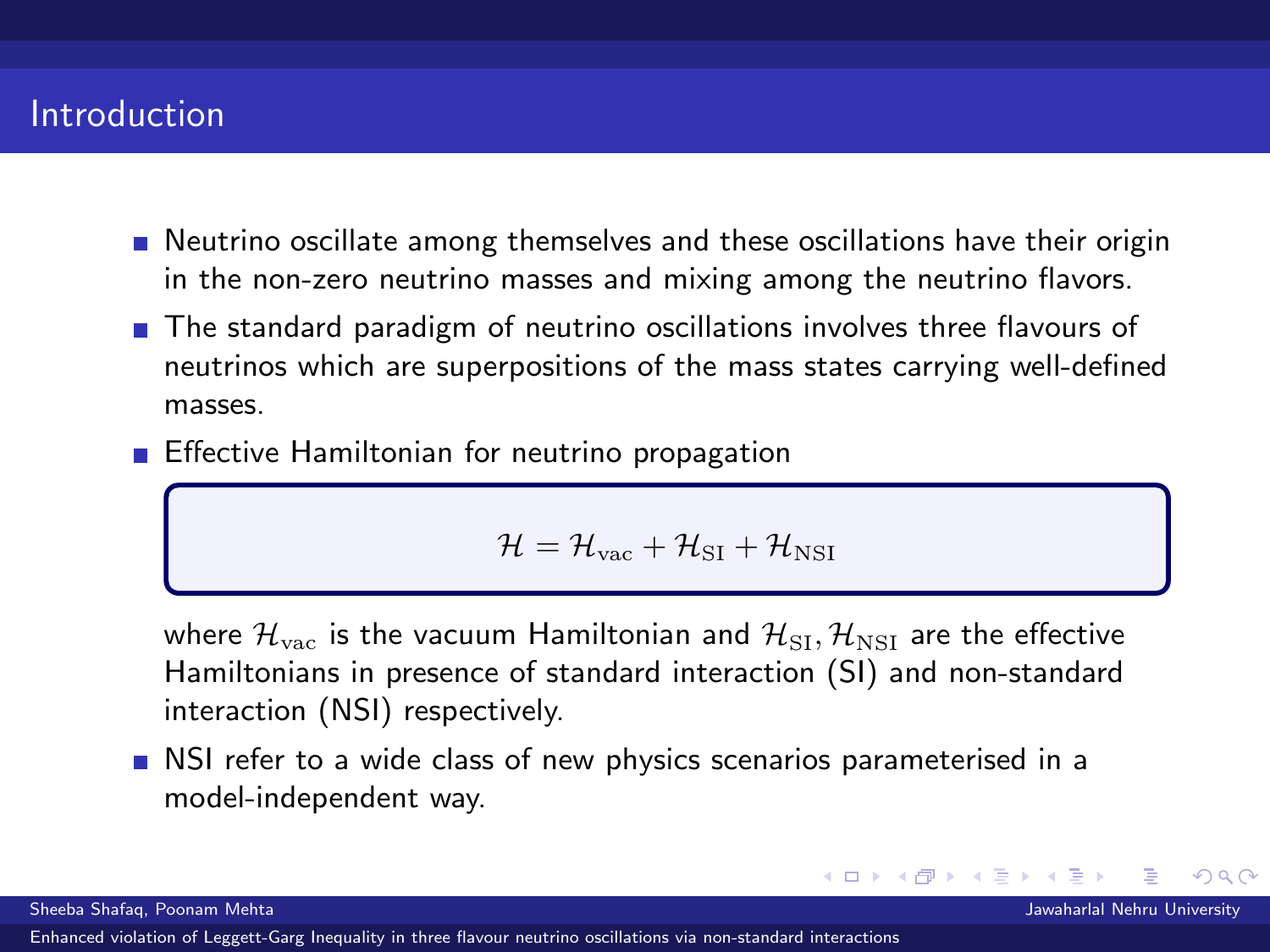# Introduction

- Neutrino oscillate among themselves and these oscillations have their origin in the non-zero neutrino masses and mixing among the neutrino flavors.
- The standard paradigm of neutrino oscillations involves three flavours of neutrinos which are superpositions of the mass states carrying well-defined masses.
- Effective Hamiltonian for neutrino propagation

$$\mathcal{H} = \mathcal{H}_{\rm vac} + \mathcal{H}_{\rm SI} + \mathcal{H}_{\rm NSI}$$

  where $\mathcal{H}_{\rm vac}$ is the vacuum Hamiltonian and $\mathcal{H}_{\rm SI}, \mathcal{H}_{\rm NSI}$ are the effective Hamiltonians in presence of standard interaction (SI) and non-standard interaction (NSI) respectively.
- NSI refer to a wide class of new physics scenarios parameterised in a model-independent way.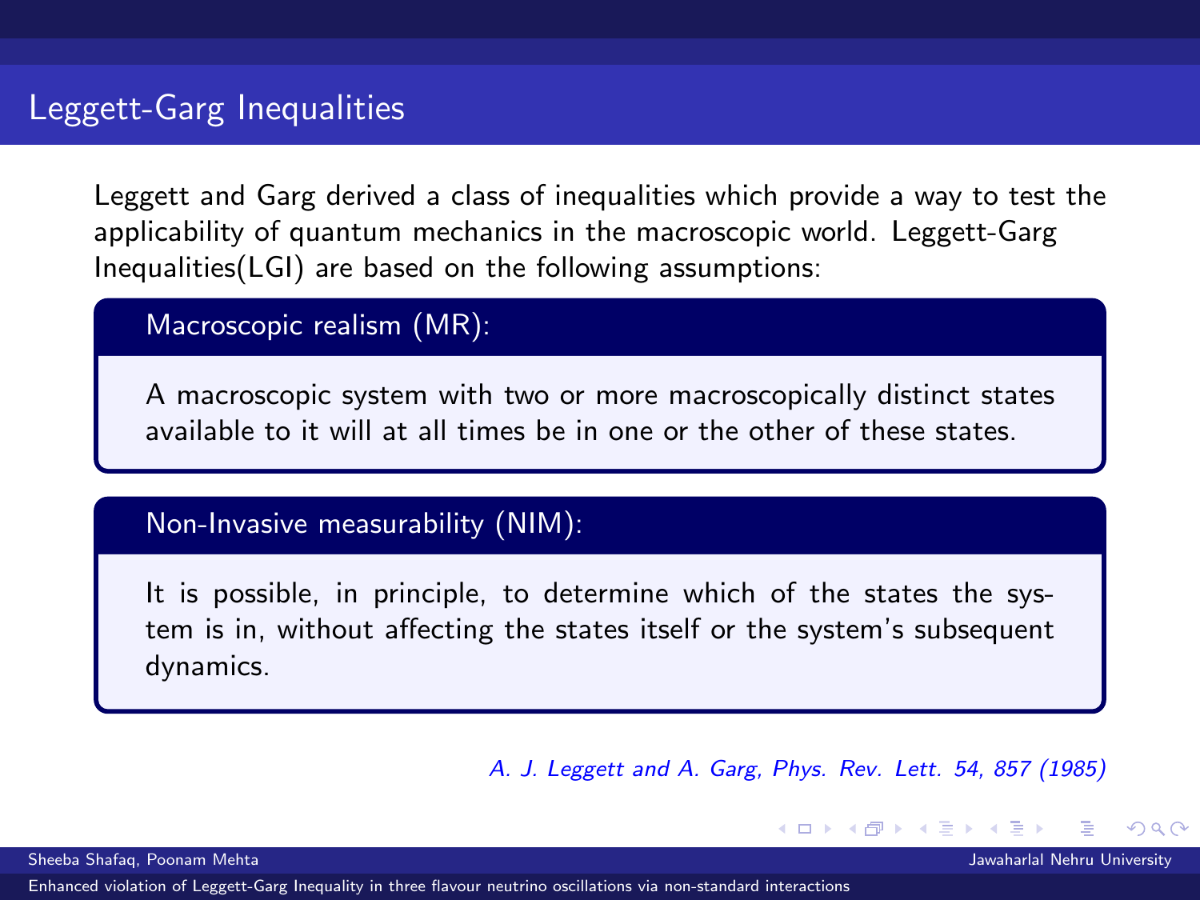# Leggett-Garg Inequalities

Leggett and Garg derived a class of inequalities which provide a way to test the applicability of quantum mechanics in the macroscopic world. Leggett-Garg Inequalities(LGI) are based on the following assumptions:

**Macroscopic realism (MR):**

A macroscopic system with two or more macroscopically distinct states available to it will at all times be in one or the other of these states.

**Non-Invasive measurability (NIM):**

It is possible, in principle, to determine which of the states the system is in, without affecting the states itself or the system's subsequent dynamics.

*A. J. Leggett and A. Garg, Phys. Rev. Lett. 54, 857 (1985)*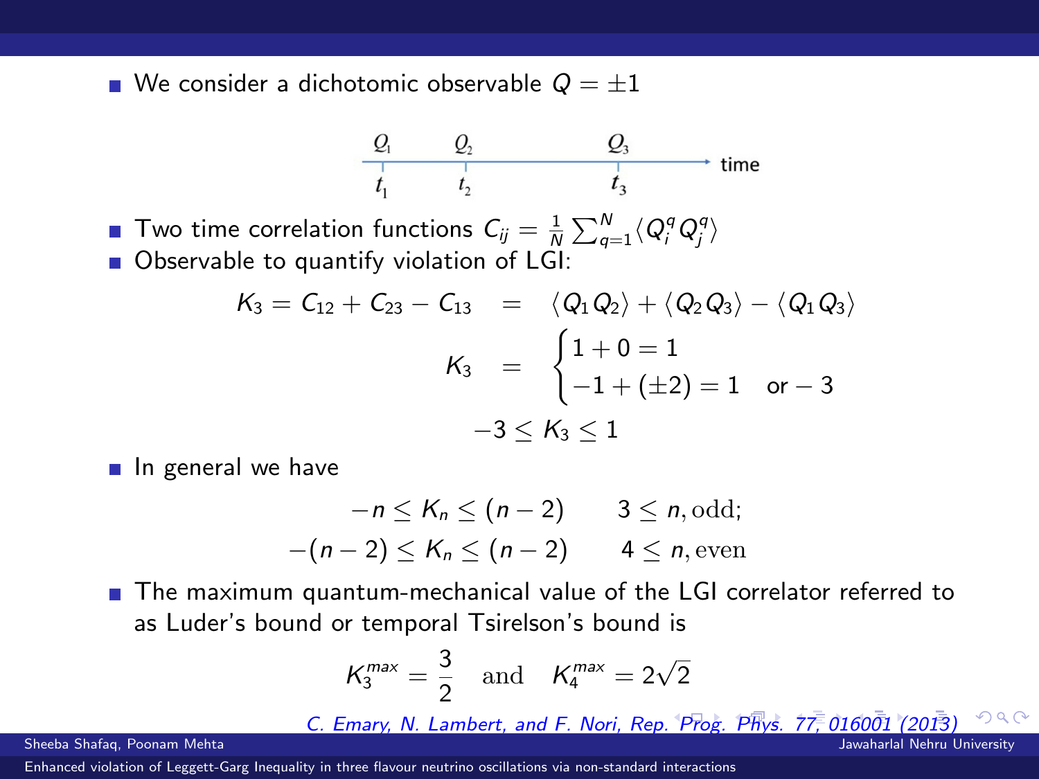- We consider a dichotomic observable $Q = \pm 1$

$Q_1$ at $t_1$, $Q_2$ at $t_2$, $Q_3$ at $t_3$ → time

- Two time correlation functions $C_{ij} = \frac{1}{N}\sum_{q=1}^{N}\langle Q_i^q Q_j^q\rangle$
- Observable to quantify violation of LGI:

$$K_3 = C_{12} + C_{23} - C_{13} = \langle Q_1 Q_2\rangle + \langle Q_2 Q_3\rangle - \langle Q_1 Q_3\rangle$$

$$K_3 = \begin{cases} 1 + 0 = 1 \\ -1 + (\pm 2) = 1 \quad \text{or} -3 \end{cases}$$

$$-3 \leq K_3 \leq 1$$

- In general we have

$$-n \leq K_n \leq (n-2) \qquad 3 \leq n, \text{odd};$$

$$-(n-2) \leq K_n \leq (n-2) \qquad 4 \leq n, \text{even}$$

- The maximum quantum-mechanical value of the LGI correlator referred to as Luder's bound or temporal Tsirelson's bound is

$$K_3^{max} = \frac{3}{2} \quad \text{and} \quad K_4^{max} = 2\sqrt{2}$$

*C. Emary, N. Lambert, and F. Nori, Rep. Prog. Phys. 77, 016001 (2013)*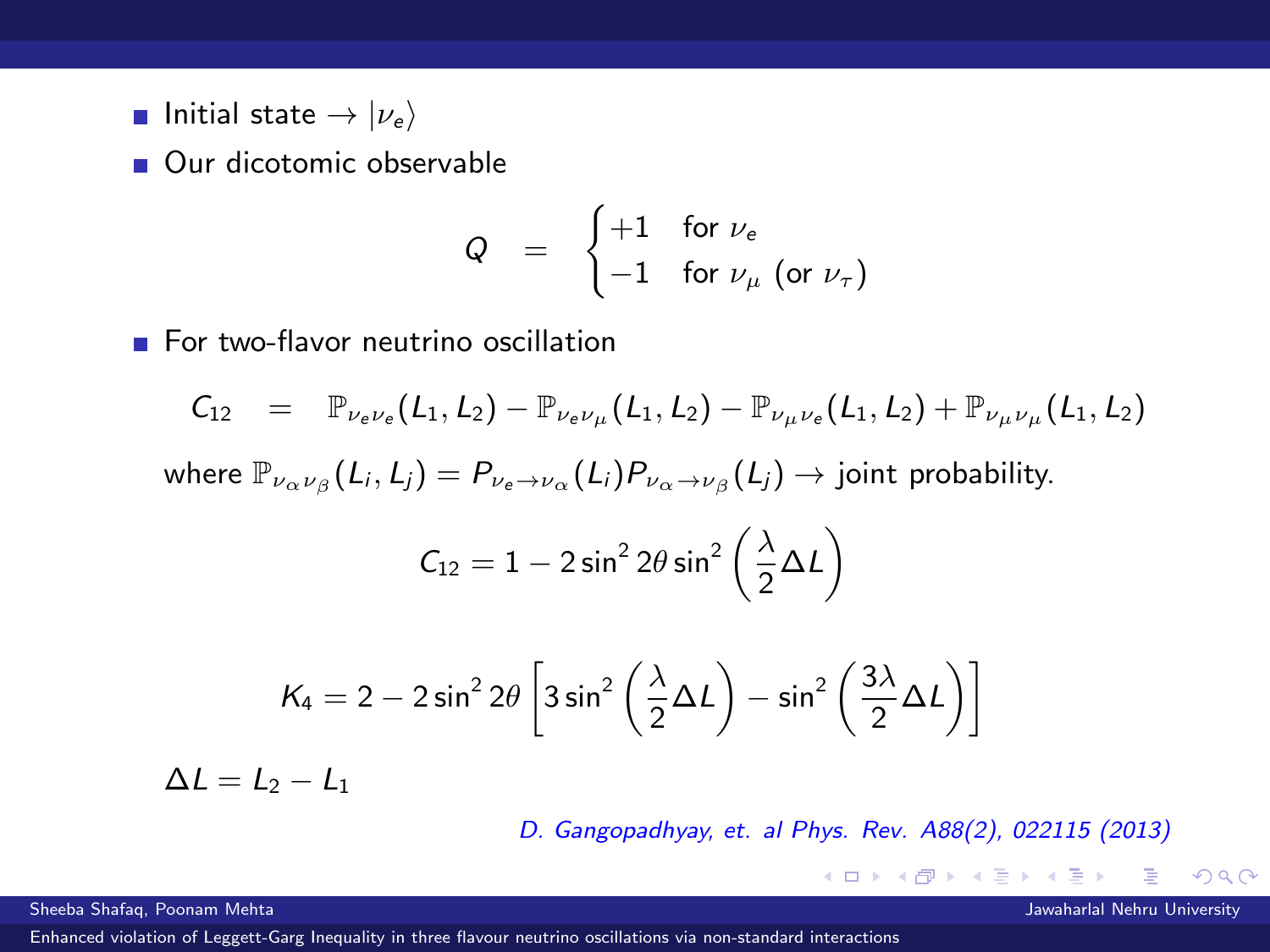- Initial state $\rightarrow |\nu_e\rangle$
- Our dicotomic observable

$$Q = \begin{cases} +1 & \text{for } \nu_e \\ -1 & \text{for } \nu_\mu \text{ (or } \nu_\tau) \end{cases}$$

- For two-flavor neutrino oscillation

$$C_{12} = \mathbb{P}_{\nu_e\nu_e}(L_1, L_2) - \mathbb{P}_{\nu_e\nu_\mu}(L_1, L_2) - \mathbb{P}_{\nu_\mu\nu_e}(L_1, L_2) + \mathbb{P}_{\nu_\mu\nu_\mu}(L_1, L_2)$$

where $\mathbb{P}_{\nu_\alpha\nu_\beta}(L_i, L_j) = P_{\nu_e\rightarrow\nu_\alpha}(L_i)P_{\nu_\alpha\rightarrow\nu_\beta}(L_j) \rightarrow$ joint probability.

$$C_{12} = 1 - 2\sin^2 2\theta \sin^2\left(\frac{\lambda}{2}\Delta L\right)$$

$$K_4 = 2 - 2\sin^2 2\theta \left[3\sin^2\left(\frac{\lambda}{2}\Delta L\right) - \sin^2\left(\frac{3\lambda}{2}\Delta L\right)\right]$$

$\Delta L = L_2 - L_1$

*D. Gangopadhyay, et. al Phys. Rev. A88(2), 022115 (2013)*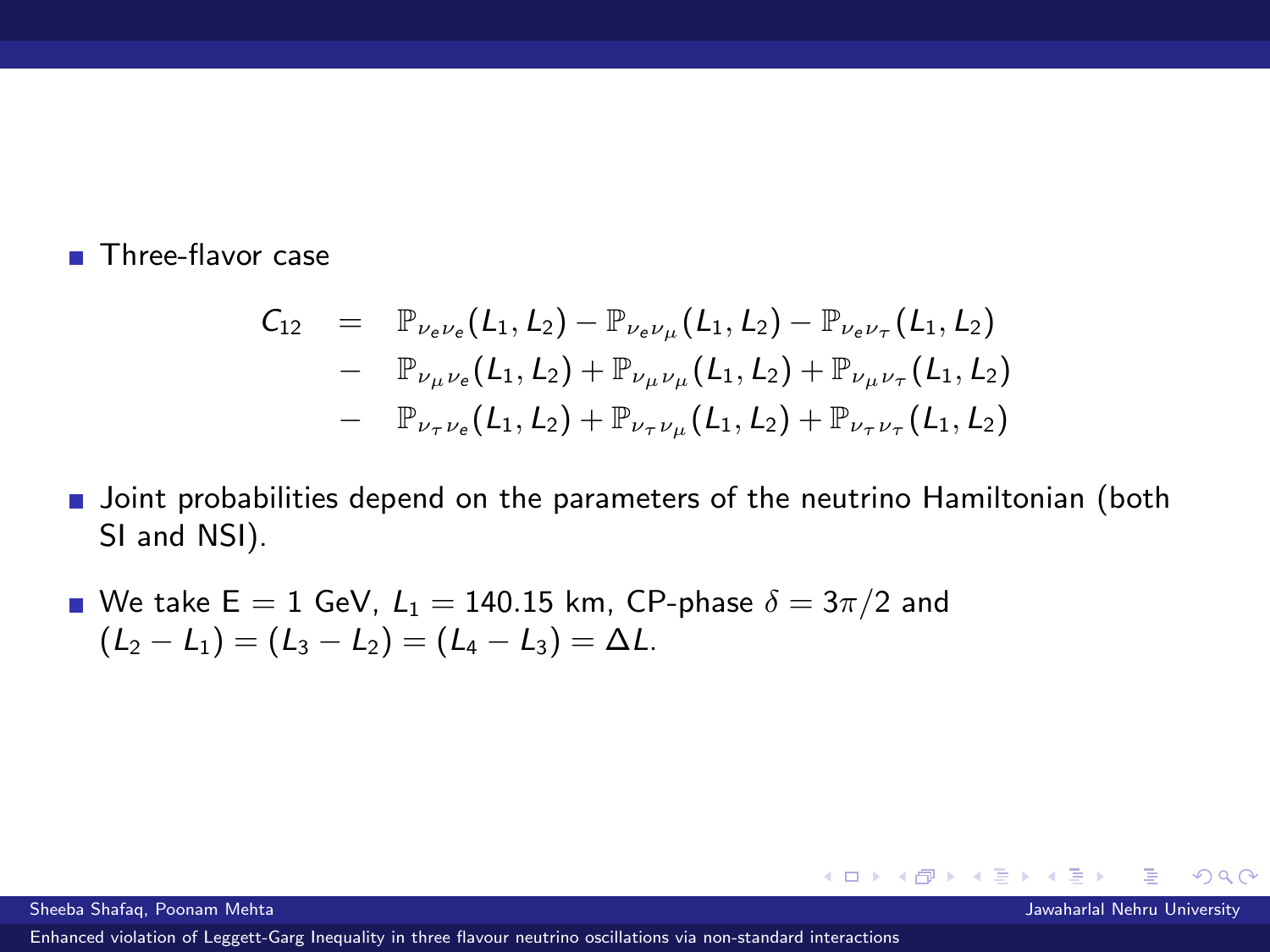- Three-flavor case

$$
\begin{aligned}
C_{12} \quad = \quad & \mathbb{P}_{\nu_e \nu_e}(L_1, L_2) - \mathbb{P}_{\nu_e \nu_\mu}(L_1, L_2) - \mathbb{P}_{\nu_e \nu_\tau}(L_1, L_2) \\
- \quad & \mathbb{P}_{\nu_\mu \nu_e}(L_1, L_2) + \mathbb{P}_{\nu_\mu \nu_\mu}(L_1, L_2) + \mathbb{P}_{\nu_\mu \nu_\tau}(L_1, L_2) \\
- \quad & \mathbb{P}_{\nu_\tau \nu_e}(L_1, L_2) + \mathbb{P}_{\nu_\tau \nu_\mu}(L_1, L_2) + \mathbb{P}_{\nu_\tau \nu_\tau}(L_1, L_2)
\end{aligned}
$$

- Joint probabilities depend on the parameters of the neutrino Hamiltonian (both SI and NSI).

- We take E = 1 GeV, $L_1 = 140.15$ km, CP-phase $\delta = 3\pi/2$ and $(L_2 - L_1) = (L_3 - L_2) = (L_4 - L_3) = \Delta L$.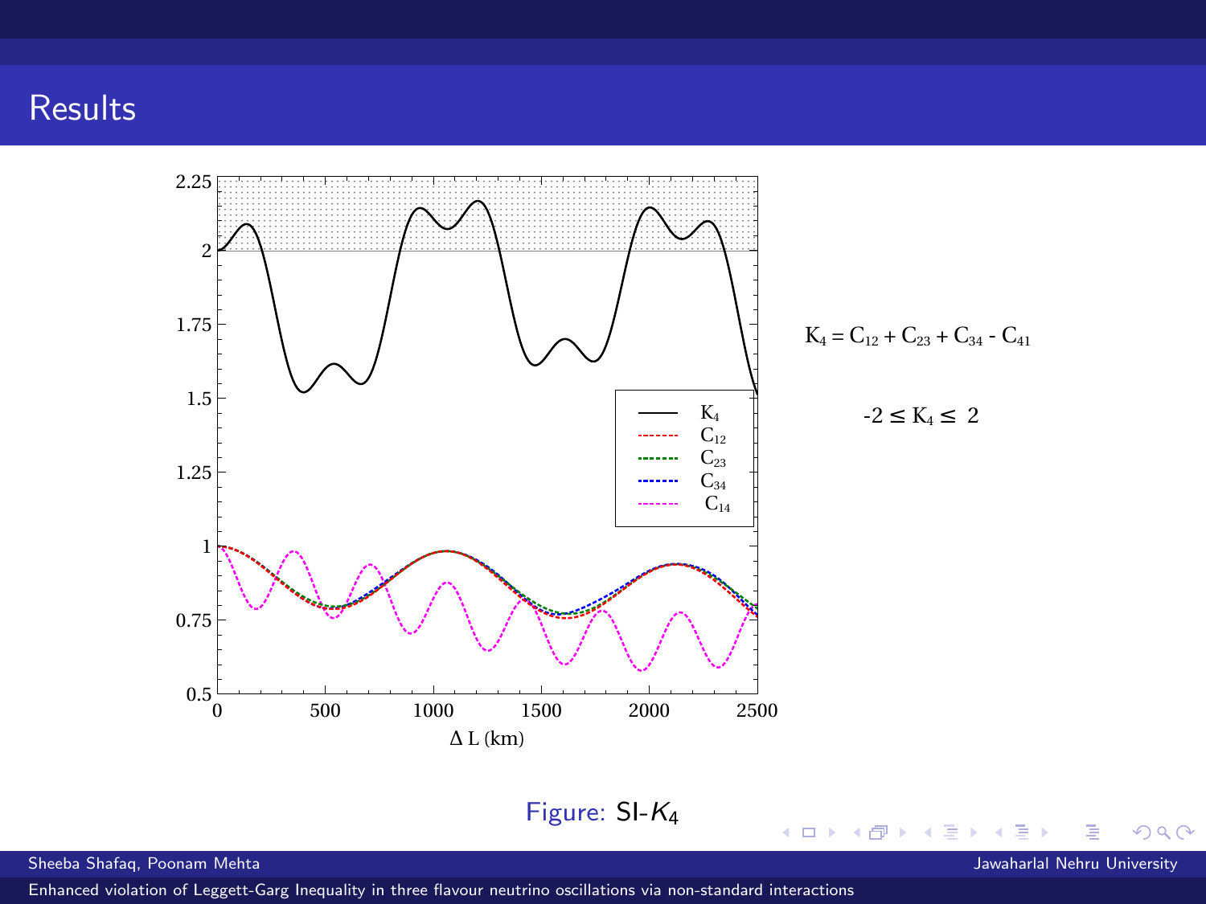# Results

$$K_4 = C_{12} + C_{23} + C_{34} - C_{41}$$

$$-2 \leq K_4 \leq 2$$

Figure: SI-$K_4$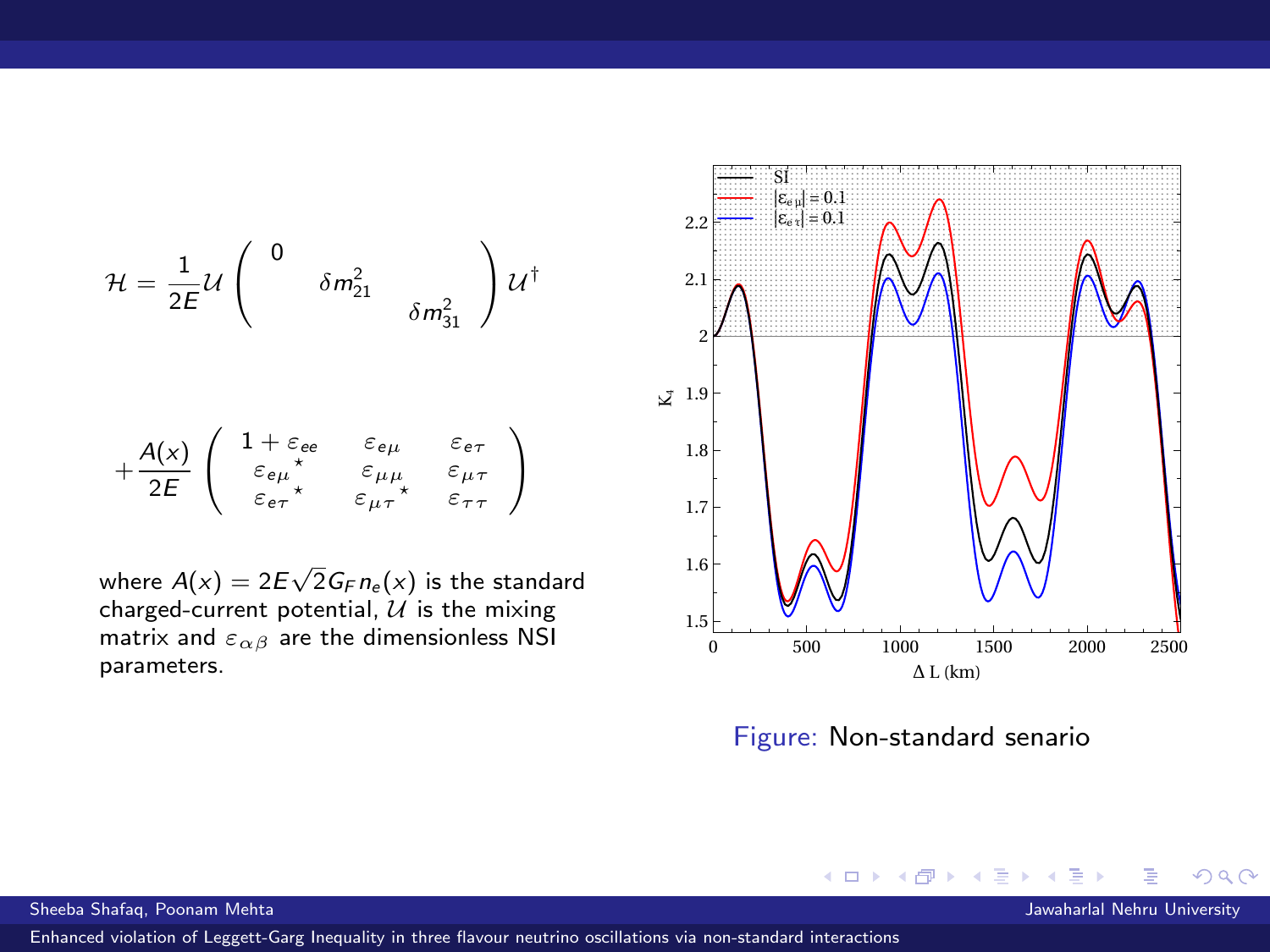$$\mathcal{H} = \frac{1}{2E}\mathcal{U}\begin{pmatrix} 0 & & \\ & \delta m^2_{21} & \\ & & \delta m^2_{31} \end{pmatrix}\mathcal{U}^\dagger$$

$$+\frac{A(x)}{2E}\begin{pmatrix} 1+\varepsilon_{ee} & \varepsilon_{e\mu} & \varepsilon_{e\tau} \\ \varepsilon_{e\mu}{}^\star & \varepsilon_{\mu\mu} & \varepsilon_{\mu\tau} \\ \varepsilon_{e\tau}{}^\star & \varepsilon_{\mu\tau}{}^\star & \varepsilon_{\tau\tau} \end{pmatrix}$$

where $A(x) = 2E\sqrt{2}G_F n_e(x)$ is the standard charged-current potential, $\mathcal{U}$ is the mixing matrix and $\varepsilon_{\alpha\beta}$ are the dimensionless NSI parameters.

Figure: Non-standard senario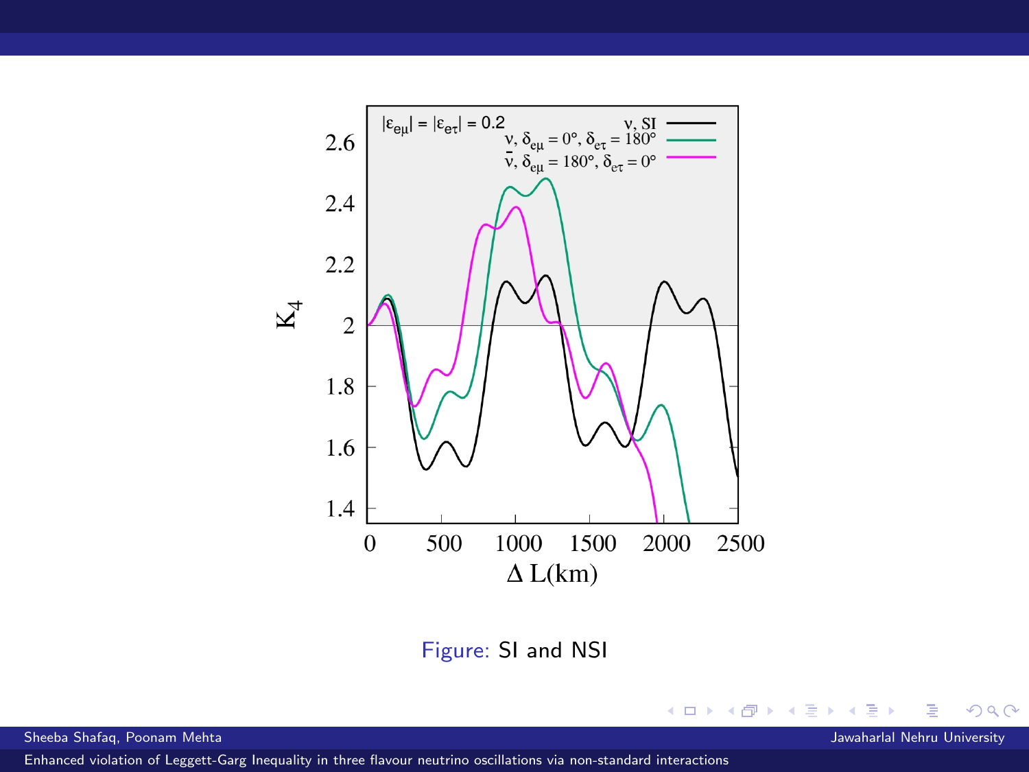Figure: SI and NSI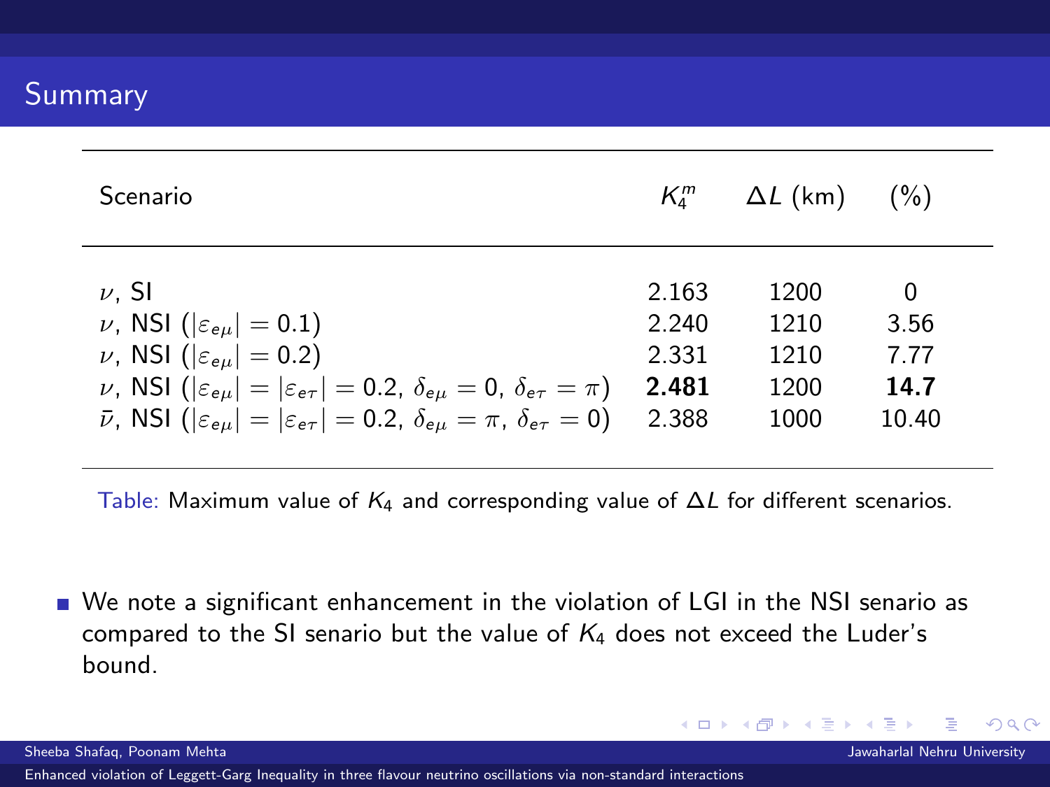## Summary

| Scenario | $K_4^m$ | $\Delta L$ (km) | (%) |
|---|---|---|---|
| $\nu$, SI | 2.163 | 1200 | 0 |
| $\nu$, NSI ($\lvert\varepsilon_{e\mu}\rvert = 0.1$) | 2.240 | 1210 | 3.56 |
| $\nu$, NSI ($\lvert\varepsilon_{e\mu}\rvert = 0.2$) | 2.331 | 1210 | 7.77 |
| $\nu$, NSI ($\lvert\varepsilon_{e\mu}\rvert = \lvert\varepsilon_{e\tau}\rvert = 0.2$, $\delta_{e\mu} = 0$, $\delta_{e\tau} = \pi$) | **2.481** | 1200 | **14.7** |
| $\bar{\nu}$, NSI ($\lvert\varepsilon_{e\mu}\rvert = \lvert\varepsilon_{e\tau}\rvert = 0.2$, $\delta_{e\mu} = \pi$, $\delta_{e\tau} = 0$) | 2.388 | 1000 | 10.40 |

Table: Maximum value of $K_4$ and corresponding value of $\Delta L$ for different scenarios.

- We note a significant enhancement in the violation of LGI in the NSI senario as compared to the SI senario but the value of $K_4$ does not exceed the Luder's bound.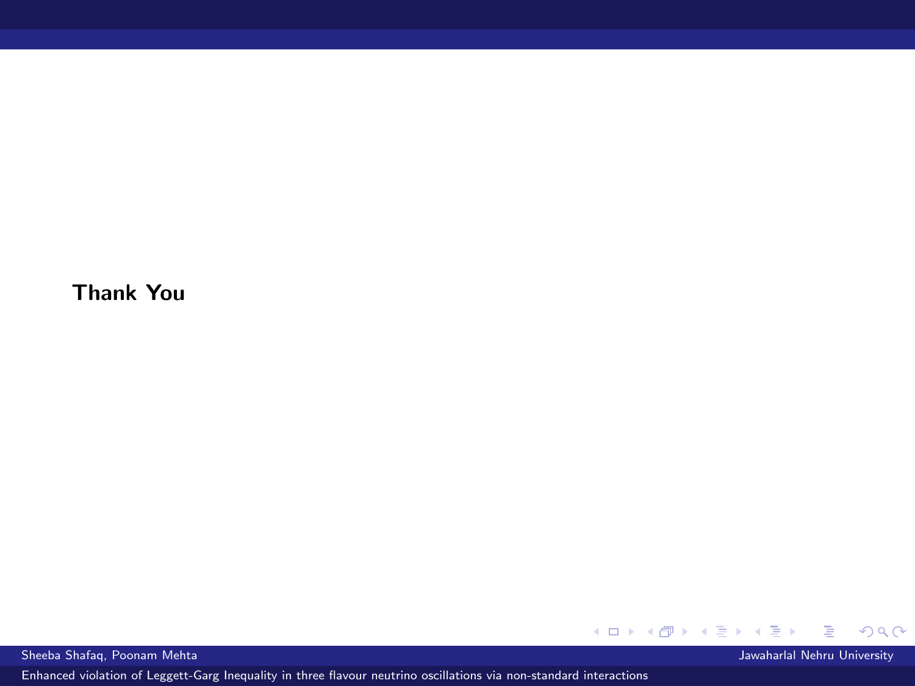**Thank You**